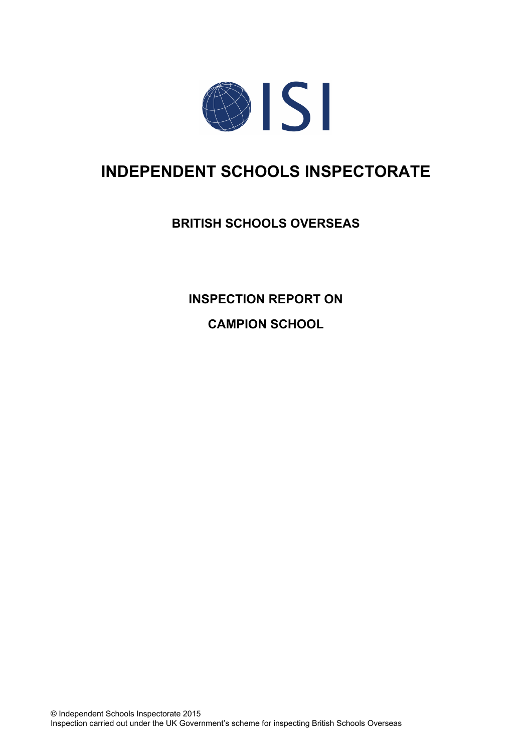ISI

# INDEPENDENT SCHOOLS INSPECTORATE

## BRITISH SCHOOLS OVERSEAS

## INSPECTION REPORT ON

## CAMPION SCHOOL

© Independent Schools Inspectorate 2015
Inspection carried out under the UK Government's scheme for inspecting British Schools Overseas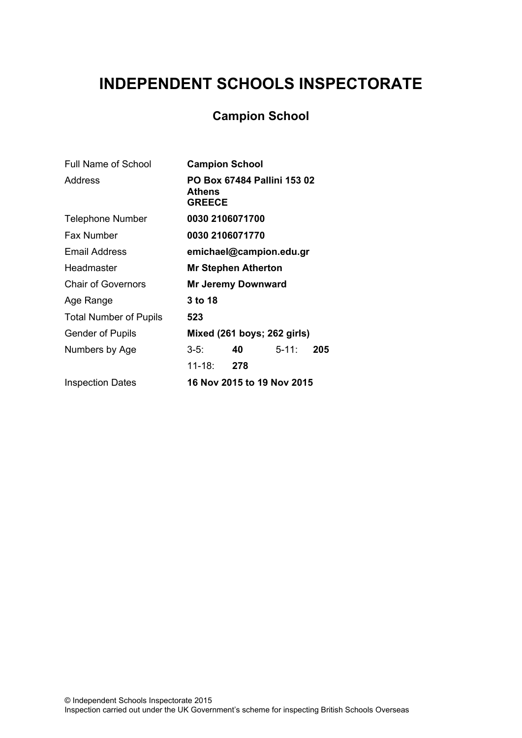# INDEPENDENT SCHOOLS INSPECTORATE

## Campion School

| | |
|---|---|
| Full Name of School | **Campion School** |
| Address | **PO Box 67484 Pallini 153 02 Athens GREECE** |
| Telephone Number | **0030 2106071700** |
| Fax Number | **0030 2106071770** |
| Email Address | **emichael@campion.edu.gr** |
| Headmaster | **Mr Stephen Atherton** |
| Chair of Governors | **Mr Jeremy Downward** |
| Age Range | **3 to 18** |
| Total Number of Pupils | **523** |
| Gender of Pupils | **Mixed (261 boys; 262 girls)** |
| Numbers by Age | 3-5: **40** 5-11: **205** |
| | 11-18: **278** |
| Inspection Dates | **16 Nov 2015 to 19 Nov 2015** |

© Independent Schools Inspectorate 2015
Inspection carried out under the UK Government's scheme for inspecting British Schools Overseas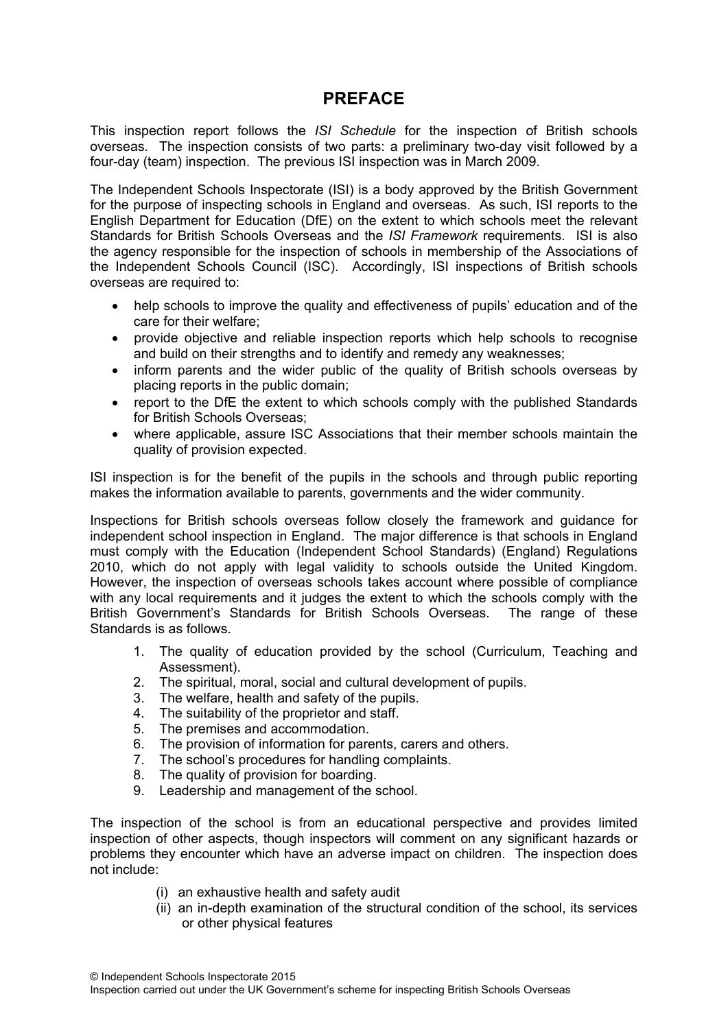# PREFACE

This inspection report follows the *ISI Schedule* for the inspection of British schools overseas. The inspection consists of two parts: a preliminary two-day visit followed by a four-day (team) inspection. The previous ISI inspection was in March 2009.

The Independent Schools Inspectorate (ISI) is a body approved by the British Government for the purpose of inspecting schools in England and overseas. As such, ISI reports to the English Department for Education (DfE) on the extent to which schools meet the relevant Standards for British Schools Overseas and the *ISI Framework* requirements. ISI is also the agency responsible for the inspection of schools in membership of the Associations of the Independent Schools Council (ISC). Accordingly, ISI inspections of British schools overseas are required to:

- help schools to improve the quality and effectiveness of pupils' education and of the care for their welfare;
- provide objective and reliable inspection reports which help schools to recognise and build on their strengths and to identify and remedy any weaknesses;
- inform parents and the wider public of the quality of British schools overseas by placing reports in the public domain;
- report to the DfE the extent to which schools comply with the published Standards for British Schools Overseas;
- where applicable, assure ISC Associations that their member schools maintain the quality of provision expected.

ISI inspection is for the benefit of the pupils in the schools and through public reporting makes the information available to parents, governments and the wider community.

Inspections for British schools overseas follow closely the framework and guidance for independent school inspection in England. The major difference is that schools in England must comply with the Education (Independent School Standards) (England) Regulations 2010, which do not apply with legal validity to schools outside the United Kingdom. However, the inspection of overseas schools takes account where possible of compliance with any local requirements and it judges the extent to which the schools comply with the British Government's Standards for British Schools Overseas. The range of these Standards is as follows.

1. The quality of education provided by the school (Curriculum, Teaching and Assessment).
2. The spiritual, moral, social and cultural development of pupils.
3. The welfare, health and safety of the pupils.
4. The suitability of the proprietor and staff.
5. The premises and accommodation.
6. The provision of information for parents, carers and others.
7. The school's procedures for handling complaints.
8. The quality of provision for boarding.
9. Leadership and management of the school.

The inspection of the school is from an educational perspective and provides limited inspection of other aspects, though inspectors will comment on any significant hazards or problems they encounter which have an adverse impact on children. The inspection does not include:

(i) an exhaustive health and safety audit
(ii) an in-depth examination of the structural condition of the school, its services or other physical features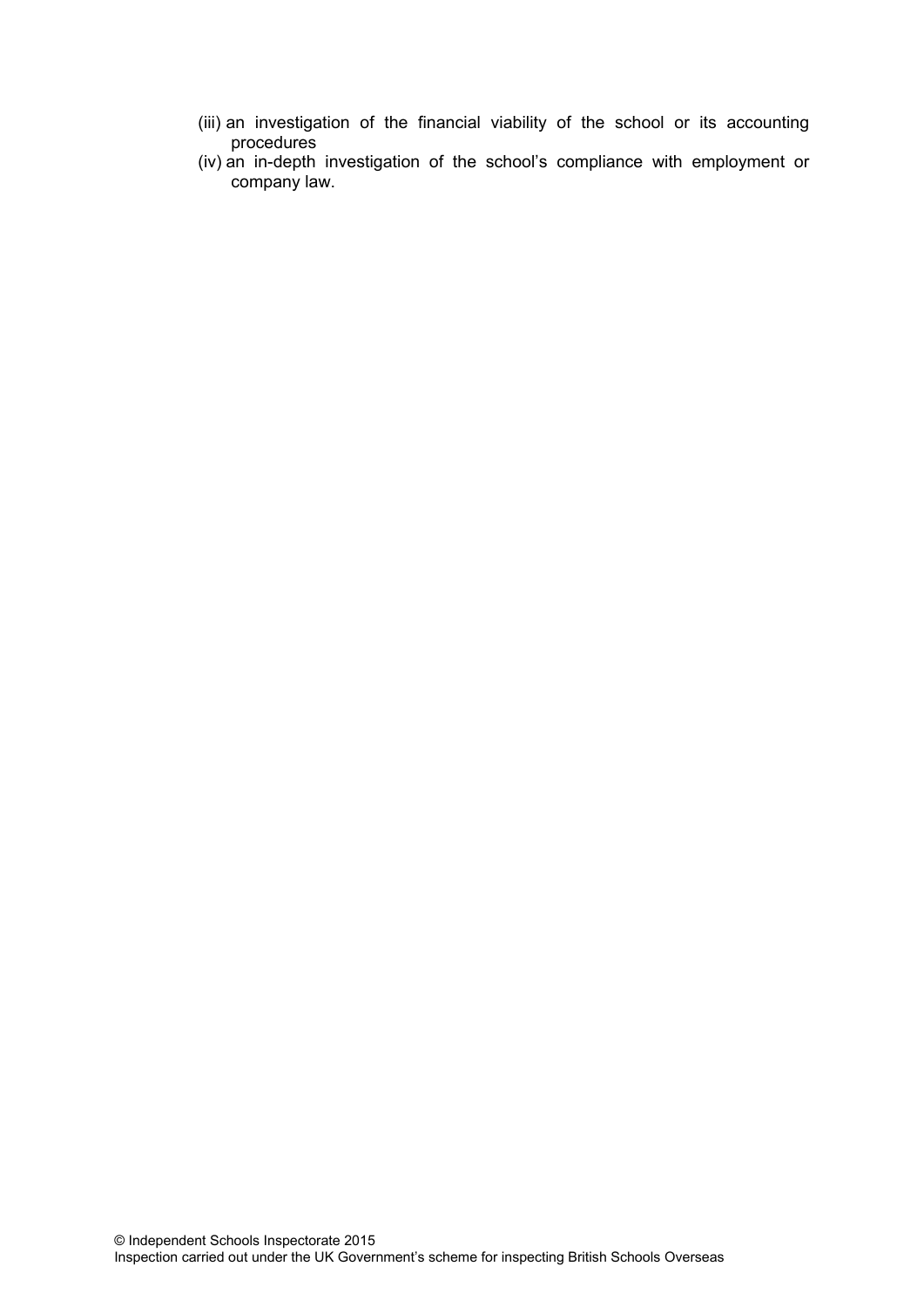(iii) an investigation of the financial viability of the school or its accounting procedures

(iv) an in-depth investigation of the school's compliance with employment or company law.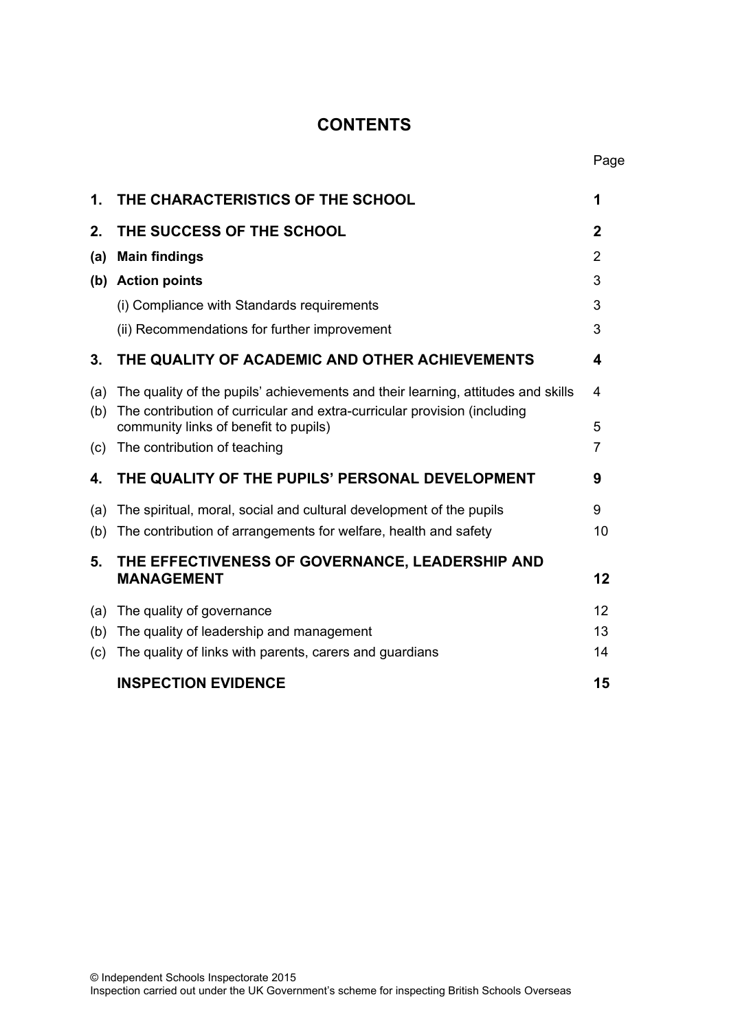# CONTENTS

| | | Page |
|---|---|---|
| **1.** | **THE CHARACTERISTICS OF THE SCHOOL** | **1** |
| **2.** | **THE SUCCESS OF THE SCHOOL** | **2** |
| **(a)** | **Main findings** | 2 |
| **(b)** | **Action points** | 3 |
| | (i) Compliance with Standards requirements | 3 |
| | (ii) Recommendations for further improvement | 3 |
| **3.** | **THE QUALITY OF ACADEMIC AND OTHER ACHIEVEMENTS** | **4** |
| (a) | The quality of the pupils' achievements and their learning, attitudes and skills | 4 |
| (b) | The contribution of curricular and extra-curricular provision (including community links of benefit to pupils) | 5 |
| (c) | The contribution of teaching | 7 |
| **4.** | **THE QUALITY OF THE PUPILS' PERSONAL DEVELOPMENT** | **9** |
| (a) | The spiritual, moral, social and cultural development of the pupils | 9 |
| (b) | The contribution of arrangements for welfare, health and safety | 10 |
| **5.** | **THE EFFECTIVENESS OF GOVERNANCE, LEADERSHIP AND MANAGEMENT** | **12** |
| (a) | The quality of governance | 12 |
| (b) | The quality of leadership and management | 13 |
| (c) | The quality of links with parents, carers and guardians | 14 |
| | **INSPECTION EVIDENCE** | **15** |

© Independent Schools Inspectorate 2015
Inspection carried out under the UK Government's scheme for inspecting British Schools Overseas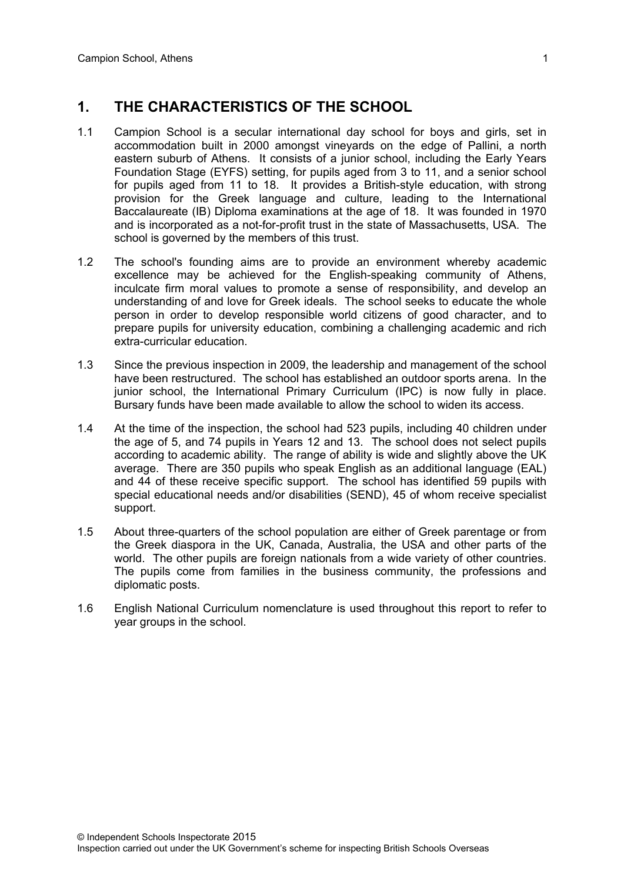## 1. THE CHARACTERISTICS OF THE SCHOOL

1.1 Campion School is a secular international day school for boys and girls, set in accommodation built in 2000 amongst vineyards on the edge of Pallini, a north eastern suburb of Athens. It consists of a junior school, including the Early Years Foundation Stage (EYFS) setting, for pupils aged from 3 to 11, and a senior school for pupils aged from 11 to 18. It provides a British-style education, with strong provision for the Greek language and culture, leading to the International Baccalaureate (IB) Diploma examinations at the age of 18. It was founded in 1970 and is incorporated as a not-for-profit trust in the state of Massachusetts, USA. The school is governed by the members of this trust.

1.2 The school's founding aims are to provide an environment whereby academic excellence may be achieved for the English-speaking community of Athens, inculcate firm moral values to promote a sense of responsibility, and develop an understanding of and love for Greek ideals. The school seeks to educate the whole person in order to develop responsible world citizens of good character, and to prepare pupils for university education, combining a challenging academic and rich extra-curricular education.

1.3 Since the previous inspection in 2009, the leadership and management of the school have been restructured. The school has established an outdoor sports arena. In the junior school, the International Primary Curriculum (IPC) is now fully in place. Bursary funds have been made available to allow the school to widen its access.

1.4 At the time of the inspection, the school had 523 pupils, including 40 children under the age of 5, and 74 pupils in Years 12 and 13. The school does not select pupils according to academic ability. The range of ability is wide and slightly above the UK average. There are 350 pupils who speak English as an additional language (EAL) and 44 of these receive specific support. The school has identified 59 pupils with special educational needs and/or disabilities (SEND), 45 of whom receive specialist support.

1.5 About three-quarters of the school population are either of Greek parentage or from the Greek diaspora in the UK, Canada, Australia, the USA and other parts of the world. The other pupils are foreign nationals from a wide variety of other countries. The pupils come from families in the business community, the professions and diplomatic posts.

1.6 English National Curriculum nomenclature is used throughout this report to refer to year groups in the school.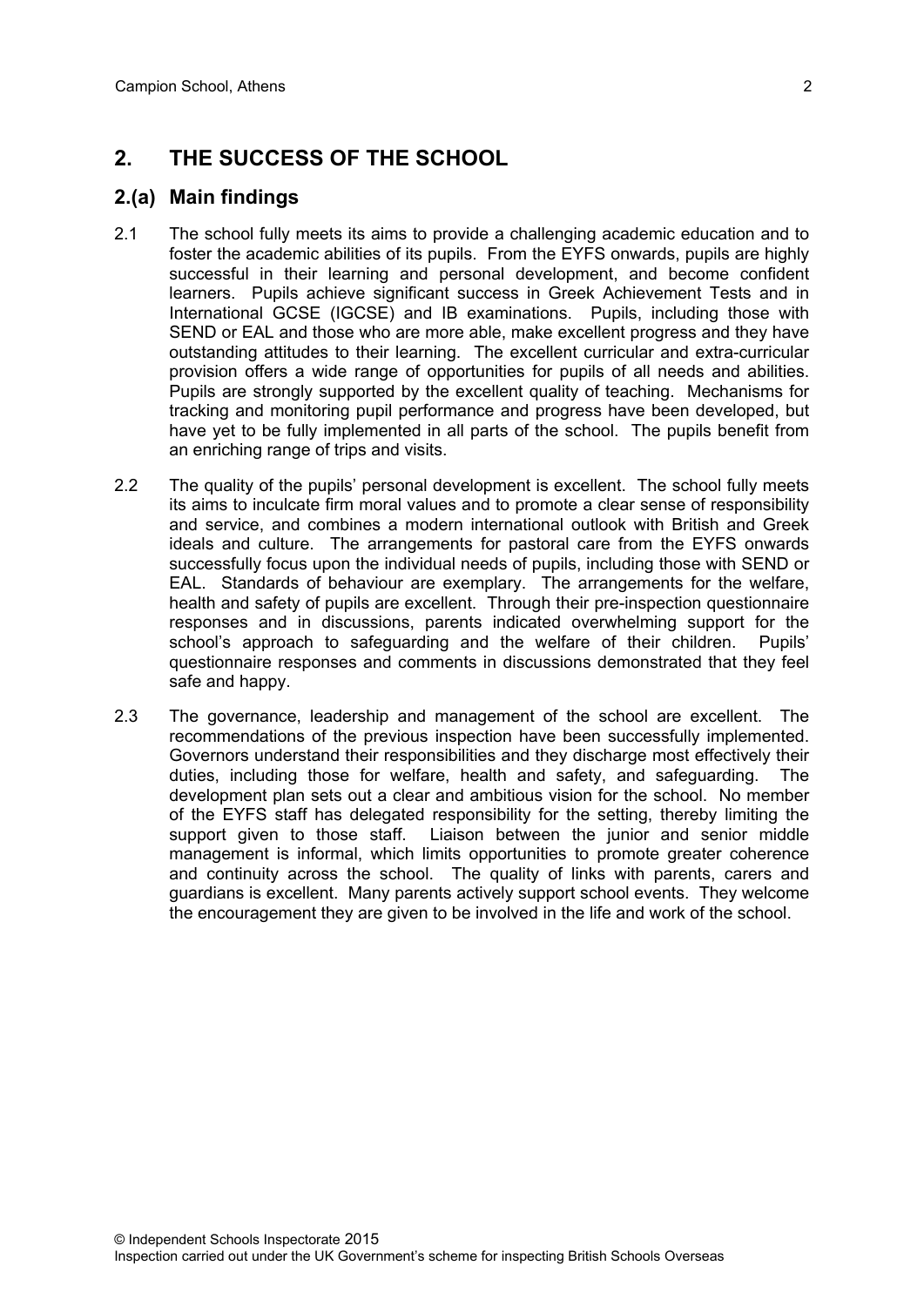## 2. THE SUCCESS OF THE SCHOOL

### 2.(a) Main findings

2.1 The school fully meets its aims to provide a challenging academic education and to foster the academic abilities of its pupils. From the EYFS onwards, pupils are highly successful in their learning and personal development, and become confident learners. Pupils achieve significant success in Greek Achievement Tests and in International GCSE (IGCSE) and IB examinations. Pupils, including those with SEND or EAL and those who are more able, make excellent progress and they have outstanding attitudes to their learning. The excellent curricular and extra-curricular provision offers a wide range of opportunities for pupils of all needs and abilities. Pupils are strongly supported by the excellent quality of teaching. Mechanisms for tracking and monitoring pupil performance and progress have been developed, but have yet to be fully implemented in all parts of the school. The pupils benefit from an enriching range of trips and visits.

2.2 The quality of the pupils' personal development is excellent. The school fully meets its aims to inculcate firm moral values and to promote a clear sense of responsibility and service, and combines a modern international outlook with British and Greek ideals and culture. The arrangements for pastoral care from the EYFS onwards successfully focus upon the individual needs of pupils, including those with SEND or EAL. Standards of behaviour are exemplary. The arrangements for the welfare, health and safety of pupils are excellent. Through their pre-inspection questionnaire responses and in discussions, parents indicated overwhelming support for the school's approach to safeguarding and the welfare of their children. Pupils' questionnaire responses and comments in discussions demonstrated that they feel safe and happy.

2.3 The governance, leadership and management of the school are excellent. The recommendations of the previous inspection have been successfully implemented. Governors understand their responsibilities and they discharge most effectively their duties, including those for welfare, health and safety, and safeguarding. The development plan sets out a clear and ambitious vision for the school. No member of the EYFS staff has delegated responsibility for the setting, thereby limiting the support given to those staff. Liaison between the junior and senior middle management is informal, which limits opportunities to promote greater coherence and continuity across the school. The quality of links with parents, carers and guardians is excellent. Many parents actively support school events. They welcome the encouragement they are given to be involved in the life and work of the school.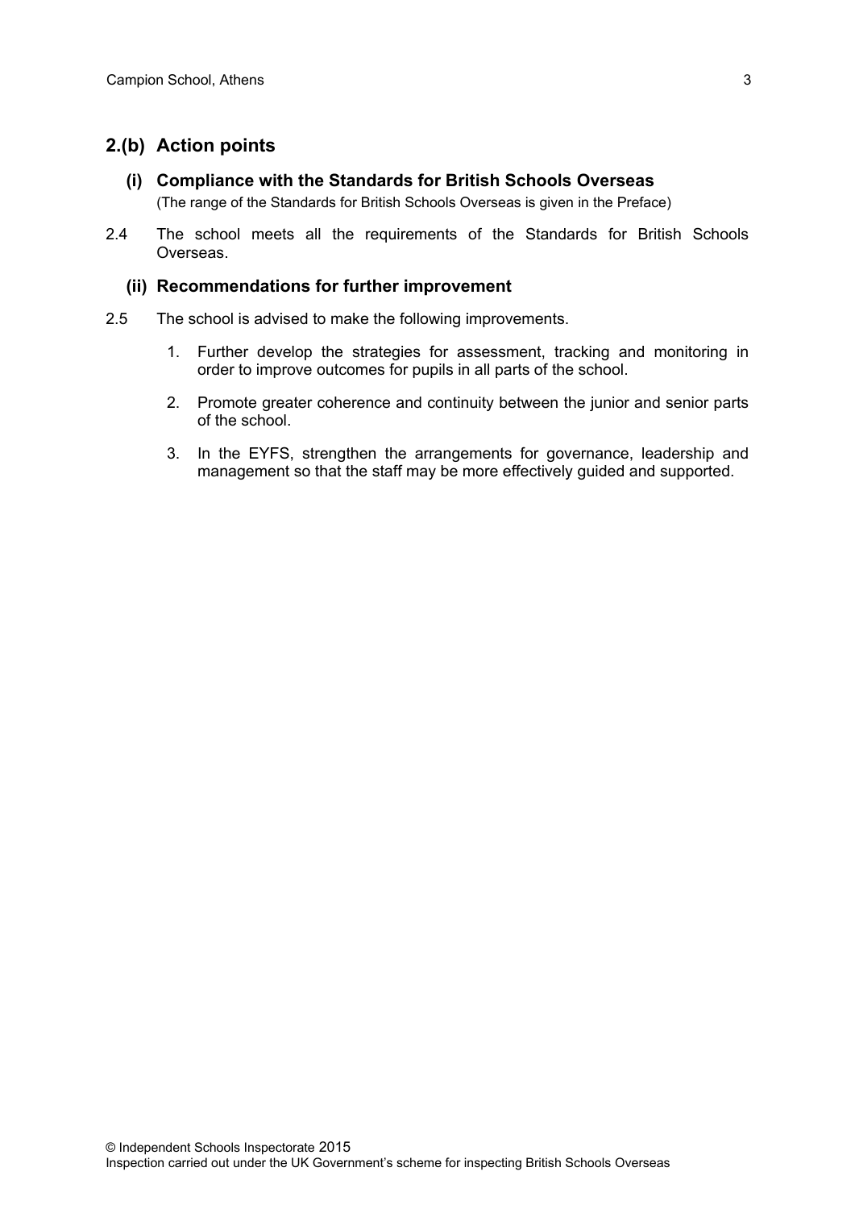## 2.(b) Action points

### (i) Compliance with the Standards for British Schools Overseas

(The range of the Standards for British Schools Overseas is given in the Preface)

2.4 The school meets all the requirements of the Standards for British Schools Overseas.

### (ii) Recommendations for further improvement

2.5 The school is advised to make the following improvements.

1. Further develop the strategies for assessment, tracking and monitoring in order to improve outcomes for pupils in all parts of the school.
2. Promote greater coherence and continuity between the junior and senior parts of the school.
3. In the EYFS, strengthen the arrangements for governance, leadership and management so that the staff may be more effectively guided and supported.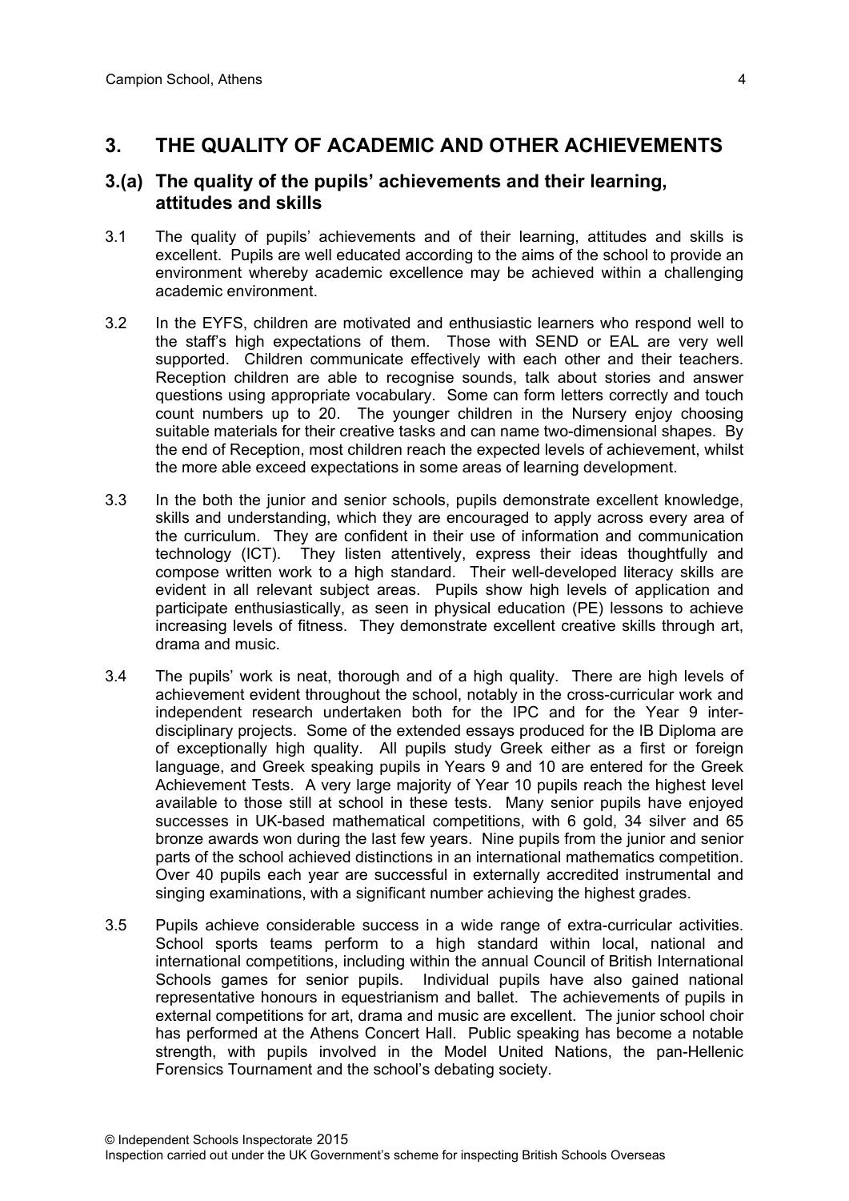## 3. THE QUALITY OF ACADEMIC AND OTHER ACHIEVEMENTS

### 3.(a) The quality of the pupils' achievements and their learning, attitudes and skills

3.1 The quality of pupils' achievements and of their learning, attitudes and skills is excellent. Pupils are well educated according to the aims of the school to provide an environment whereby academic excellence may be achieved within a challenging academic environment.

3.2 In the EYFS, children are motivated and enthusiastic learners who respond well to the staff's high expectations of them. Those with SEND or EAL are very well supported. Children communicate effectively with each other and their teachers. Reception children are able to recognise sounds, talk about stories and answer questions using appropriate vocabulary. Some can form letters correctly and touch count numbers up to 20. The younger children in the Nursery enjoy choosing suitable materials for their creative tasks and can name two-dimensional shapes. By the end of Reception, most children reach the expected levels of achievement, whilst the more able exceed expectations in some areas of learning development.

3.3 In the both the junior and senior schools, pupils demonstrate excellent knowledge, skills and understanding, which they are encouraged to apply across every area of the curriculum. They are confident in their use of information and communication technology (ICT). They listen attentively, express their ideas thoughtfully and compose written work to a high standard. Their well-developed literacy skills are evident in all relevant subject areas. Pupils show high levels of application and participate enthusiastically, as seen in physical education (PE) lessons to achieve increasing levels of fitness. They demonstrate excellent creative skills through art, drama and music.

3.4 The pupils' work is neat, thorough and of a high quality. There are high levels of achievement evident throughout the school, notably in the cross-curricular work and independent research undertaken both for the IPC and for the Year 9 inter-disciplinary projects. Some of the extended essays produced for the IB Diploma are of exceptionally high quality. All pupils study Greek either as a first or foreign language, and Greek speaking pupils in Years 9 and 10 are entered for the Greek Achievement Tests. A very large majority of Year 10 pupils reach the highest level available to those still at school in these tests. Many senior pupils have enjoyed successes in UK-based mathematical competitions, with 6 gold, 34 silver and 65 bronze awards won during the last few years. Nine pupils from the junior and senior parts of the school achieved distinctions in an international mathematics competition. Over 40 pupils each year are successful in externally accredited instrumental and singing examinations, with a significant number achieving the highest grades.

3.5 Pupils achieve considerable success in a wide range of extra-curricular activities. School sports teams perform to a high standard within local, national and international competitions, including within the annual Council of British International Schools games for senior pupils. Individual pupils have also gained national representative honours in equestrianism and ballet. The achievements of pupils in external competitions for art, drama and music are excellent. The junior school choir has performed at the Athens Concert Hall. Public speaking has become a notable strength, with pupils involved in the Model United Nations, the pan-Hellenic Forensics Tournament and the school's debating society.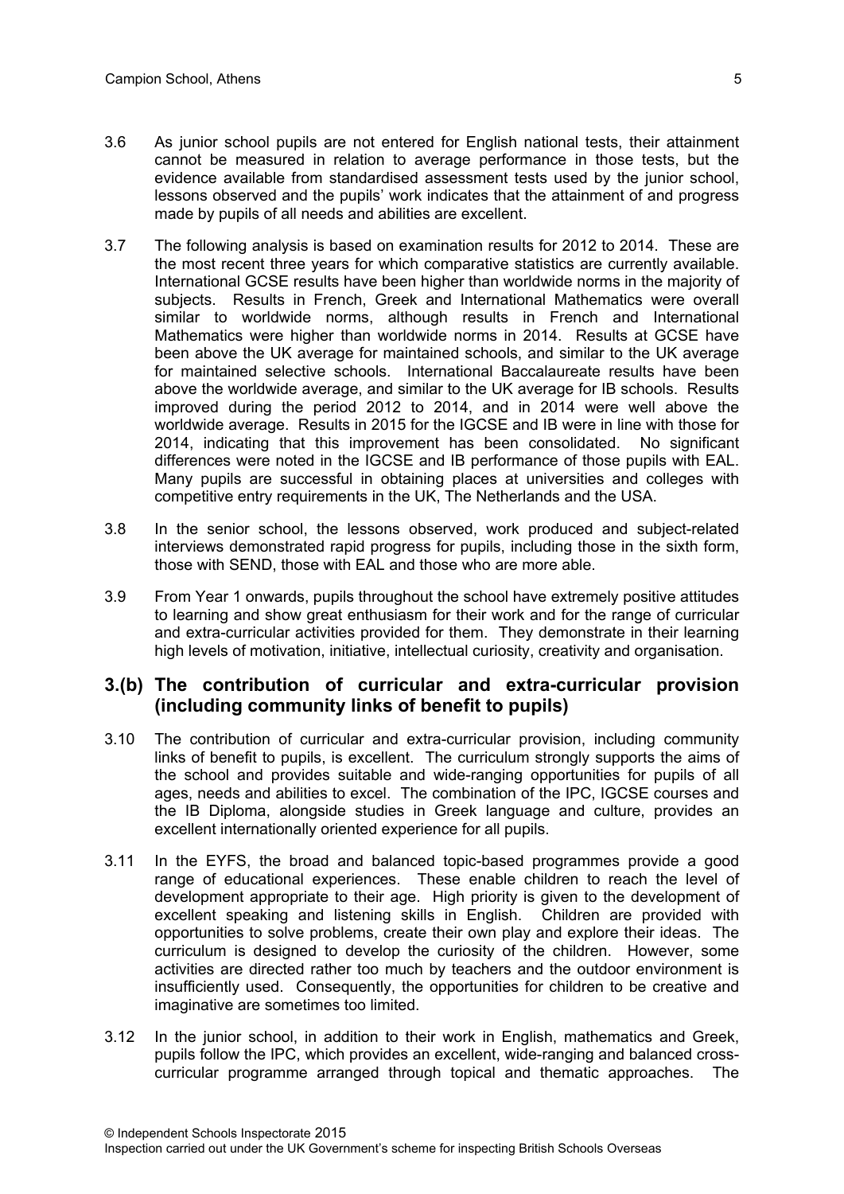3.6 As junior school pupils are not entered for English national tests, their attainment cannot be measured in relation to average performance in those tests, but the evidence available from standardised assessment tests used by the junior school, lessons observed and the pupils' work indicates that the attainment of and progress made by pupils of all needs and abilities are excellent.

3.7 The following analysis is based on examination results for 2012 to 2014. These are the most recent three years for which comparative statistics are currently available. International GCSE results have been higher than worldwide norms in the majority of subjects. Results in French, Greek and International Mathematics were overall similar to worldwide norms, although results in French and International Mathematics were higher than worldwide norms in 2014. Results at GCSE have been above the UK average for maintained schools, and similar to the UK average for maintained selective schools. International Baccalaureate results have been above the worldwide average, and similar to the UK average for IB schools. Results improved during the period 2012 to 2014, and in 2014 were well above the worldwide average. Results in 2015 for the IGCSE and IB were in line with those for 2014, indicating that this improvement has been consolidated. No significant differences were noted in the IGCSE and IB performance of those pupils with EAL. Many pupils are successful in obtaining places at universities and colleges with competitive entry requirements in the UK, The Netherlands and the USA.

3.8 In the senior school, the lessons observed, work produced and subject-related interviews demonstrated rapid progress for pupils, including those in the sixth form, those with SEND, those with EAL and those who are more able.

3.9 From Year 1 onwards, pupils throughout the school have extremely positive attitudes to learning and show great enthusiasm for their work and for the range of curricular and extra-curricular activities provided for them. They demonstrate in their learning high levels of motivation, initiative, intellectual curiosity, creativity and organisation.

## 3.(b) The contribution of curricular and extra-curricular provision (including community links of benefit to pupils)

3.10 The contribution of curricular and extra-curricular provision, including community links of benefit to pupils, is excellent. The curriculum strongly supports the aims of the school and provides suitable and wide-ranging opportunities for pupils of all ages, needs and abilities to excel. The combination of the IPC, IGCSE courses and the IB Diploma, alongside studies in Greek language and culture, provides an excellent internationally oriented experience for all pupils.

3.11 In the EYFS, the broad and balanced topic-based programmes provide a good range of educational experiences. These enable children to reach the level of development appropriate to their age. High priority is given to the development of excellent speaking and listening skills in English. Children are provided with opportunities to solve problems, create their own play and explore their ideas. The curriculum is designed to develop the curiosity of the children. However, some activities are directed rather too much by teachers and the outdoor environment is insufficiently used. Consequently, the opportunities for children to be creative and imaginative are sometimes too limited.

3.12 In the junior school, in addition to their work in English, mathematics and Greek, pupils follow the IPC, which provides an excellent, wide-ranging and balanced cross-curricular programme arranged through topical and thematic approaches. The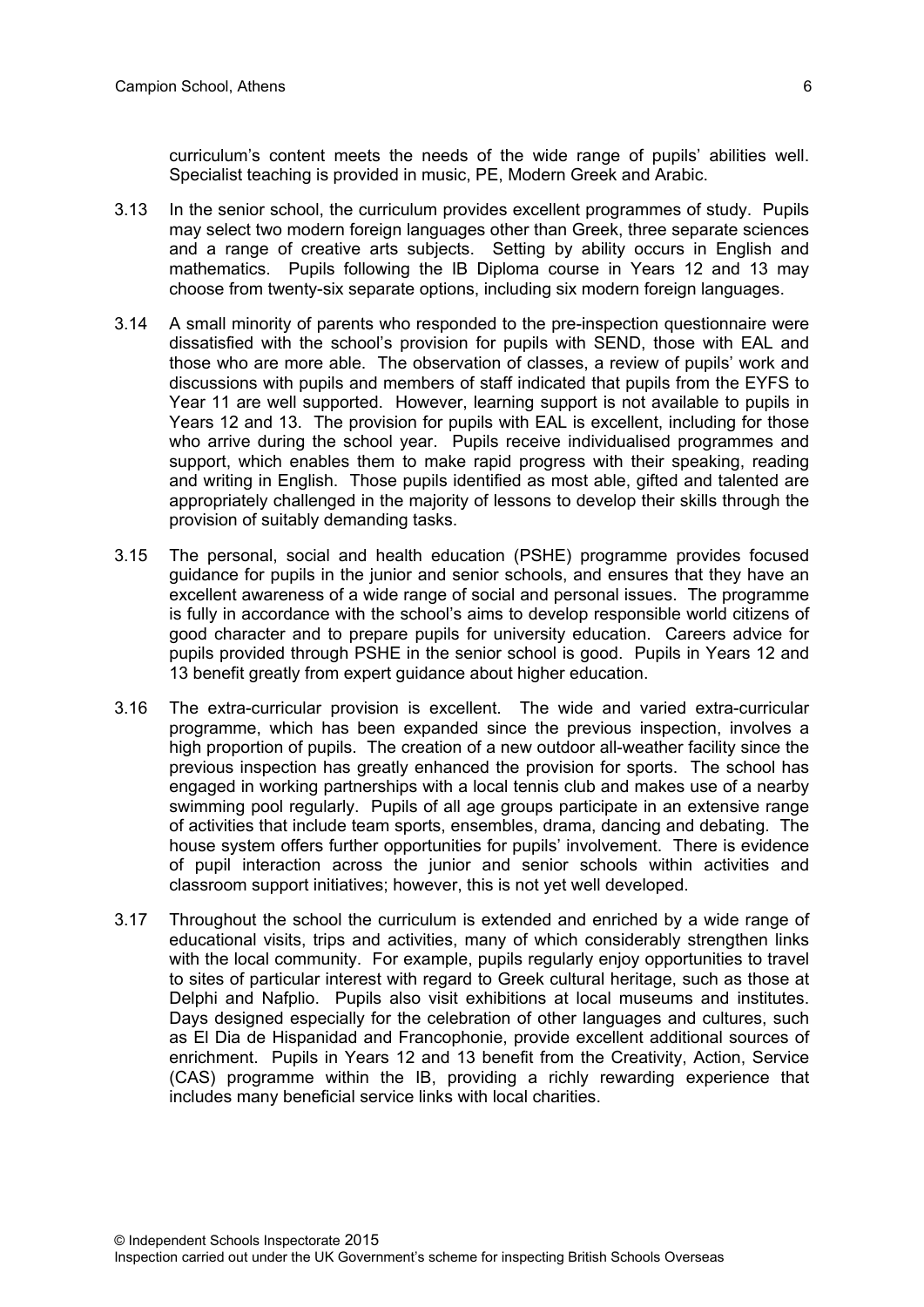curriculum's content meets the needs of the wide range of pupils' abilities well. Specialist teaching is provided in music, PE, Modern Greek and Arabic.

3.13 In the senior school, the curriculum provides excellent programmes of study. Pupils may select two modern foreign languages other than Greek, three separate sciences and a range of creative arts subjects. Setting by ability occurs in English and mathematics. Pupils following the IB Diploma course in Years 12 and 13 may choose from twenty-six separate options, including six modern foreign languages.

3.14 A small minority of parents who responded to the pre-inspection questionnaire were dissatisfied with the school's provision for pupils with SEND, those with EAL and those who are more able. The observation of classes, a review of pupils' work and discussions with pupils and members of staff indicated that pupils from the EYFS to Year 11 are well supported. However, learning support is not available to pupils in Years 12 and 13. The provision for pupils with EAL is excellent, including for those who arrive during the school year. Pupils receive individualised programmes and support, which enables them to make rapid progress with their speaking, reading and writing in English. Those pupils identified as most able, gifted and talented are appropriately challenged in the majority of lessons to develop their skills through the provision of suitably demanding tasks.

3.15 The personal, social and health education (PSHE) programme provides focused guidance for pupils in the junior and senior schools, and ensures that they have an excellent awareness of a wide range of social and personal issues. The programme is fully in accordance with the school's aims to develop responsible world citizens of good character and to prepare pupils for university education. Careers advice for pupils provided through PSHE in the senior school is good. Pupils in Years 12 and 13 benefit greatly from expert guidance about higher education.

3.16 The extra-curricular provision is excellent. The wide and varied extra-curricular programme, which has been expanded since the previous inspection, involves a high proportion of pupils. The creation of a new outdoor all-weather facility since the previous inspection has greatly enhanced the provision for sports. The school has engaged in working partnerships with a local tennis club and makes use of a nearby swimming pool regularly. Pupils of all age groups participate in an extensive range of activities that include team sports, ensembles, drama, dancing and debating. The house system offers further opportunities for pupils' involvement. There is evidence of pupil interaction across the junior and senior schools within activities and classroom support initiatives; however, this is not yet well developed.

3.17 Throughout the school the curriculum is extended and enriched by a wide range of educational visits, trips and activities, many of which considerably strengthen links with the local community. For example, pupils regularly enjoy opportunities to travel to sites of particular interest with regard to Greek cultural heritage, such as those at Delphi and Nafplio. Pupils also visit exhibitions at local museums and institutes. Days designed especially for the celebration of other languages and cultures, such as El Dia de Hispanidad and Francophonie, provide excellent additional sources of enrichment. Pupils in Years 12 and 13 benefit from the Creativity, Action, Service (CAS) programme within the IB, providing a richly rewarding experience that includes many beneficial service links with local charities.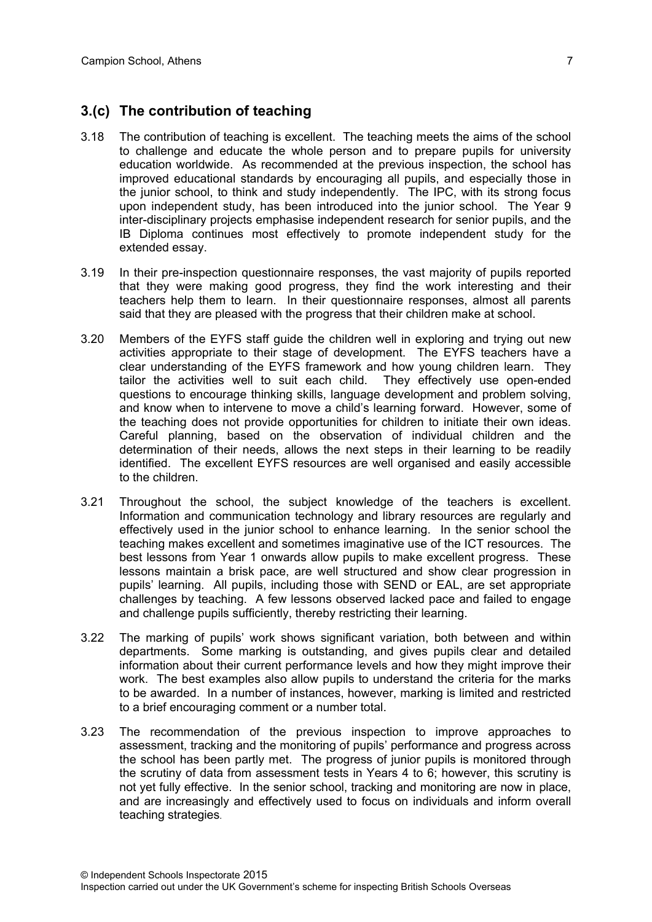## 3.(c) The contribution of teaching

3.18 The contribution of teaching is excellent. The teaching meets the aims of the school to challenge and educate the whole person and to prepare pupils for university education worldwide. As recommended at the previous inspection, the school has improved educational standards by encouraging all pupils, and especially those in the junior school, to think and study independently. The IPC, with its strong focus upon independent study, has been introduced into the junior school. The Year 9 inter-disciplinary projects emphasise independent research for senior pupils, and the IB Diploma continues most effectively to promote independent study for the extended essay.

3.19 In their pre-inspection questionnaire responses, the vast majority of pupils reported that they were making good progress, they find the work interesting and their teachers help them to learn. In their questionnaire responses, almost all parents said that they are pleased with the progress that their children make at school.

3.20 Members of the EYFS staff guide the children well in exploring and trying out new activities appropriate to their stage of development. The EYFS teachers have a clear understanding of the EYFS framework and how young children learn. They tailor the activities well to suit each child. They effectively use open-ended questions to encourage thinking skills, language development and problem solving, and know when to intervene to move a child's learning forward. However, some of the teaching does not provide opportunities for children to initiate their own ideas. Careful planning, based on the observation of individual children and the determination of their needs, allows the next steps in their learning to be readily identified. The excellent EYFS resources are well organised and easily accessible to the children.

3.21 Throughout the school, the subject knowledge of the teachers is excellent. Information and communication technology and library resources are regularly and effectively used in the junior school to enhance learning. In the senior school the teaching makes excellent and sometimes imaginative use of the ICT resources. The best lessons from Year 1 onwards allow pupils to make excellent progress. These lessons maintain a brisk pace, are well structured and show clear progression in pupils' learning. All pupils, including those with SEND or EAL, are set appropriate challenges by teaching. A few lessons observed lacked pace and failed to engage and challenge pupils sufficiently, thereby restricting their learning.

3.22 The marking of pupils' work shows significant variation, both between and within departments. Some marking is outstanding, and gives pupils clear and detailed information about their current performance levels and how they might improve their work. The best examples also allow pupils to understand the criteria for the marks to be awarded. In a number of instances, however, marking is limited and restricted to a brief encouraging comment or a number total.

3.23 The recommendation of the previous inspection to improve approaches to assessment, tracking and the monitoring of pupils' performance and progress across the school has been partly met. The progress of junior pupils is monitored through the scrutiny of data from assessment tests in Years 4 to 6; however, this scrutiny is not yet fully effective. In the senior school, tracking and monitoring are now in place, and are increasingly and effectively used to focus on individuals and inform overall teaching strategies.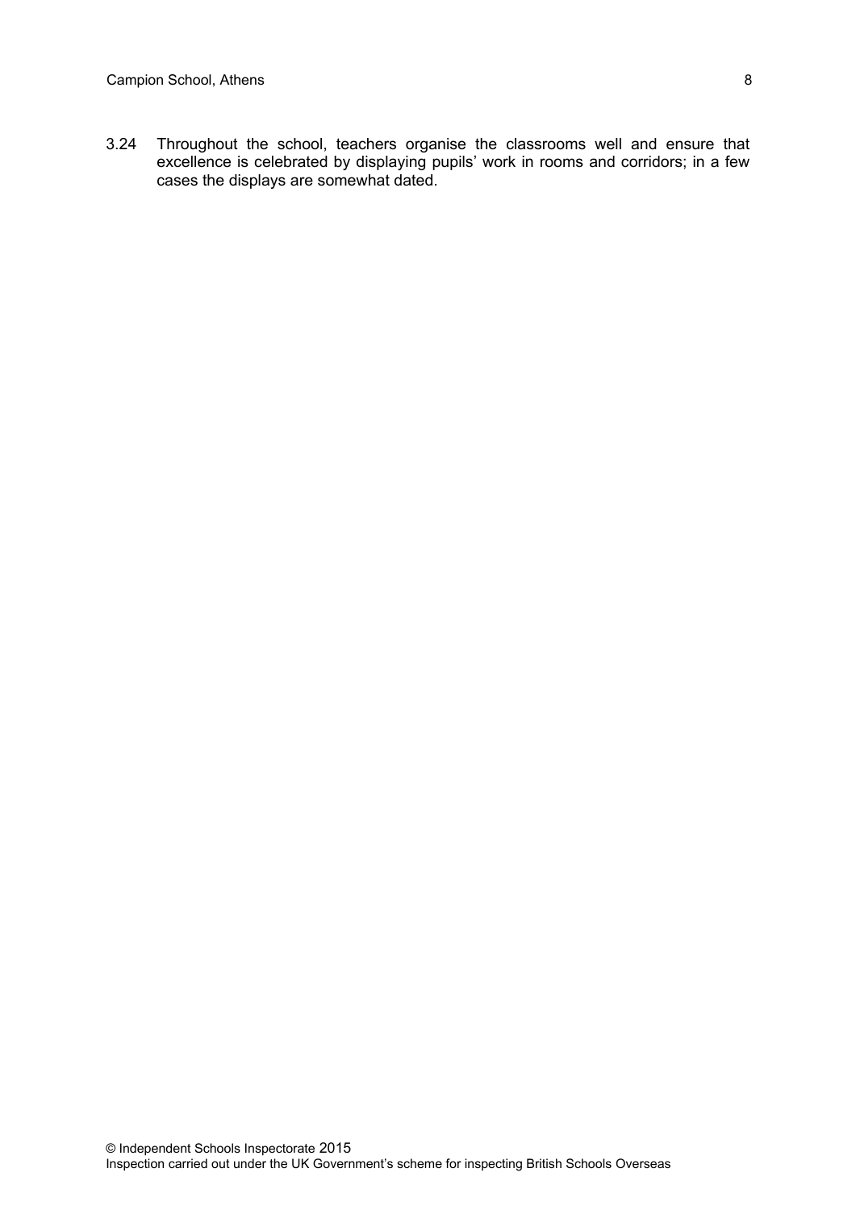3.24 Throughout the school, teachers organise the classrooms well and ensure that excellence is celebrated by displaying pupils' work in rooms and corridors; in a few cases the displays are somewhat dated.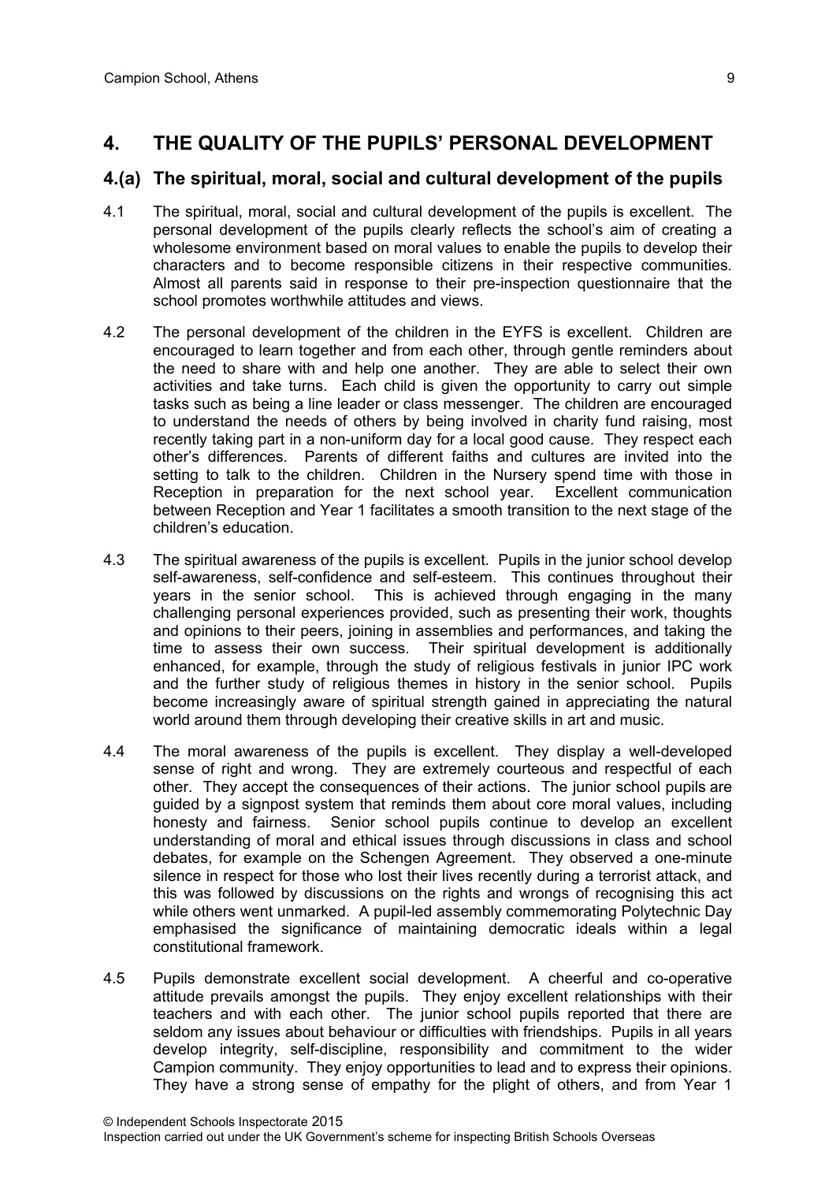## 4. THE QUALITY OF THE PUPILS' PERSONAL DEVELOPMENT

### 4.(a) The spiritual, moral, social and cultural development of the pupils

4.1 The spiritual, moral, social and cultural development of the pupils is excellent. The personal development of the pupils clearly reflects the school's aim of creating a wholesome environment based on moral values to enable the pupils to develop their characters and to become responsible citizens in their respective communities. Almost all parents said in response to their pre-inspection questionnaire that the school promotes worthwhile attitudes and views.

4.2 The personal development of the children in the EYFS is excellent. Children are encouraged to learn together and from each other, through gentle reminders about the need to share with and help one another. They are able to select their own activities and take turns. Each child is given the opportunity to carry out simple tasks such as being a line leader or class messenger. The children are encouraged to understand the needs of others by being involved in charity fund raising, most recently taking part in a non-uniform day for a local good cause. They respect each other's differences. Parents of different faiths and cultures are invited into the setting to talk to the children. Children in the Nursery spend time with those in Reception in preparation for the next school year. Excellent communication between Reception and Year 1 facilitates a smooth transition to the next stage of the children's education.

4.3 The spiritual awareness of the pupils is excellent. Pupils in the junior school develop self-awareness, self-confidence and self-esteem. This continues throughout their years in the senior school. This is achieved through engaging in the many challenging personal experiences provided, such as presenting their work, thoughts and opinions to their peers, joining in assemblies and performances, and taking the time to assess their own success. Their spiritual development is additionally enhanced, for example, through the study of religious festivals in junior IPC work and the further study of religious themes in history in the senior school. Pupils become increasingly aware of spiritual strength gained in appreciating the natural world around them through developing their creative skills in art and music.

4.4 The moral awareness of the pupils is excellent. They display a well-developed sense of right and wrong. They are extremely courteous and respectful of each other. They accept the consequences of their actions. The junior school pupils are guided by a signpost system that reminds them about core moral values, including honesty and fairness. Senior school pupils continue to develop an excellent understanding of moral and ethical issues through discussions in class and school debates, for example on the Schengen Agreement. They observed a one-minute silence in respect for those who lost their lives recently during a terrorist attack, and this was followed by discussions on the rights and wrongs of recognising this act while others went unmarked. A pupil-led assembly commemorating Polytechnic Day emphasised the significance of maintaining democratic ideals within a legal constitutional framework.

4.5 Pupils demonstrate excellent social development. A cheerful and co-operative attitude prevails amongst the pupils. They enjoy excellent relationships with their teachers and with each other. The junior school pupils reported that there are seldom any issues about behaviour or difficulties with friendships. Pupils in all years develop integrity, self-discipline, responsibility and commitment to the wider Campion community. They enjoy opportunities to lead and to express their opinions. They have a strong sense of empathy for the plight of others, and from Year 1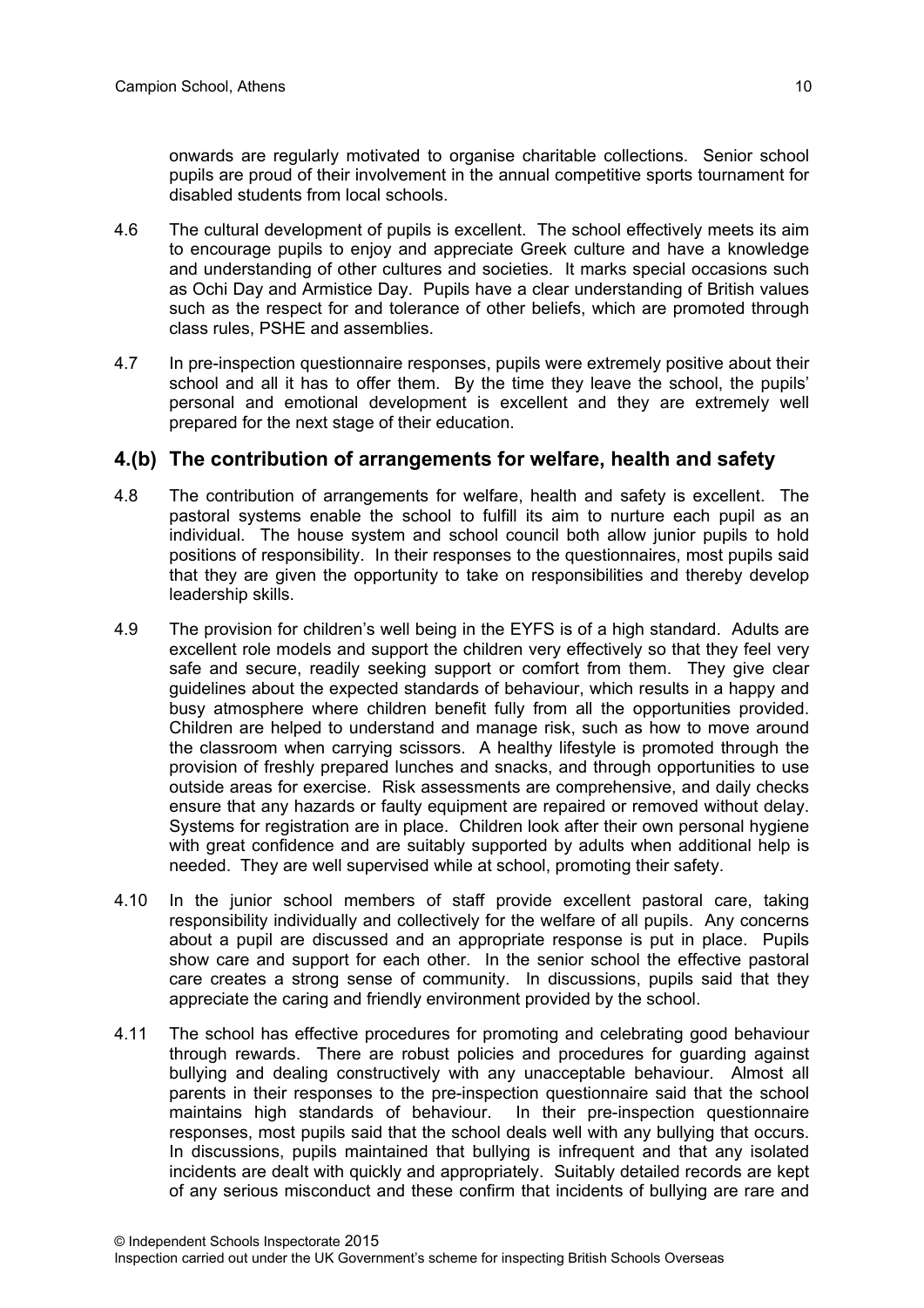onwards are regularly motivated to organise charitable collections. Senior school pupils are proud of their involvement in the annual competitive sports tournament for disabled students from local schools.

4.6 The cultural development of pupils is excellent. The school effectively meets its aim to encourage pupils to enjoy and appreciate Greek culture and have a knowledge and understanding of other cultures and societies. It marks special occasions such as Ochi Day and Armistice Day. Pupils have a clear understanding of British values such as the respect for and tolerance of other beliefs, which are promoted through class rules, PSHE and assemblies.

4.7 In pre-inspection questionnaire responses, pupils were extremely positive about their school and all it has to offer them. By the time they leave the school, the pupils' personal and emotional development is excellent and they are extremely well prepared for the next stage of their education.

## 4.(b) The contribution of arrangements for welfare, health and safety

4.8 The contribution of arrangements for welfare, health and safety is excellent. The pastoral systems enable the school to fulfill its aim to nurture each pupil as an individual. The house system and school council both allow junior pupils to hold positions of responsibility. In their responses to the questionnaires, most pupils said that they are given the opportunity to take on responsibilities and thereby develop leadership skills.

4.9 The provision for children's well being in the EYFS is of a high standard. Adults are excellent role models and support the children very effectively so that they feel very safe and secure, readily seeking support or comfort from them. They give clear guidelines about the expected standards of behaviour, which results in a happy and busy atmosphere where children benefit fully from all the opportunities provided. Children are helped to understand and manage risk, such as how to move around the classroom when carrying scissors. A healthy lifestyle is promoted through the provision of freshly prepared lunches and snacks, and through opportunities to use outside areas for exercise. Risk assessments are comprehensive, and daily checks ensure that any hazards or faulty equipment are repaired or removed without delay. Systems for registration are in place. Children look after their own personal hygiene with great confidence and are suitably supported by adults when additional help is needed. They are well supervised while at school, promoting their safety.

4.10 In the junior school members of staff provide excellent pastoral care, taking responsibility individually and collectively for the welfare of all pupils. Any concerns about a pupil are discussed and an appropriate response is put in place. Pupils show care and support for each other. In the senior school the effective pastoral care creates a strong sense of community. In discussions, pupils said that they appreciate the caring and friendly environment provided by the school.

4.11 The school has effective procedures for promoting and celebrating good behaviour through rewards. There are robust policies and procedures for guarding against bullying and dealing constructively with any unacceptable behaviour. Almost all parents in their responses to the pre-inspection questionnaire said that the school maintains high standards of behaviour. In their pre-inspection questionnaire responses, most pupils said that the school deals well with any bullying that occurs. In discussions, pupils maintained that bullying is infrequent and that any isolated incidents are dealt with quickly and appropriately. Suitably detailed records are kept of any serious misconduct and these confirm that incidents of bullying are rare and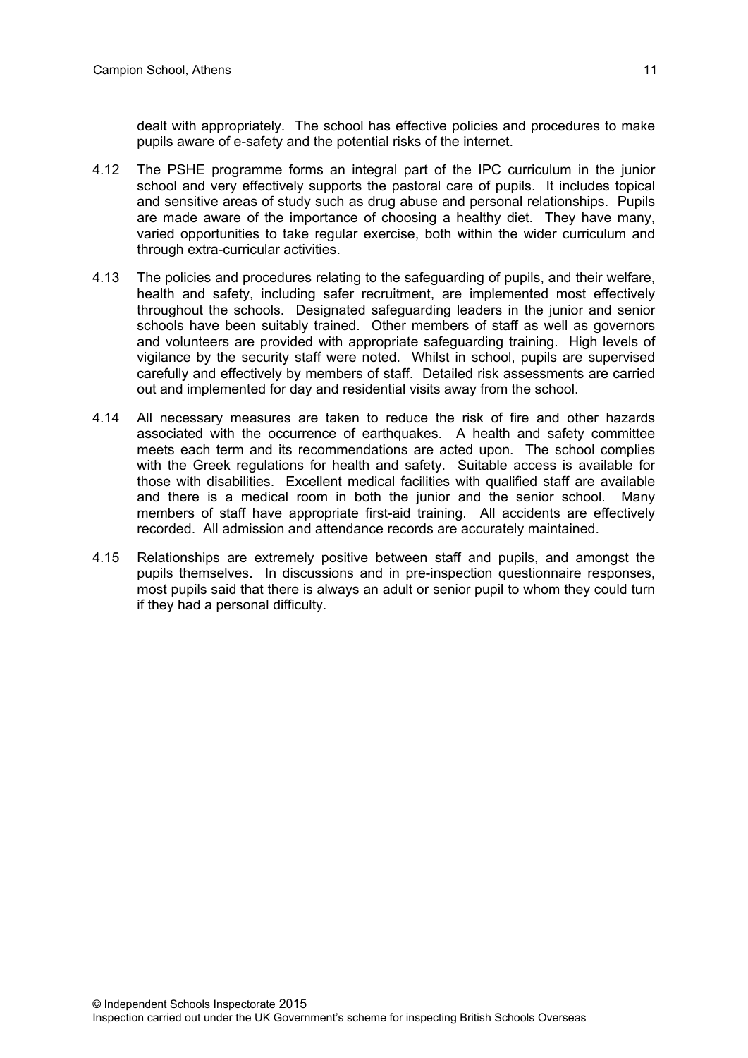dealt with appropriately. The school has effective policies and procedures to make pupils aware of e-safety and the potential risks of the internet.

4.12 The PSHE programme forms an integral part of the IPC curriculum in the junior school and very effectively supports the pastoral care of pupils. It includes topical and sensitive areas of study such as drug abuse and personal relationships. Pupils are made aware of the importance of choosing a healthy diet. They have many, varied opportunities to take regular exercise, both within the wider curriculum and through extra-curricular activities.

4.13 The policies and procedures relating to the safeguarding of pupils, and their welfare, health and safety, including safer recruitment, are implemented most effectively throughout the schools. Designated safeguarding leaders in the junior and senior schools have been suitably trained. Other members of staff as well as governors and volunteers are provided with appropriate safeguarding training. High levels of vigilance by the security staff were noted. Whilst in school, pupils are supervised carefully and effectively by members of staff. Detailed risk assessments are carried out and implemented for day and residential visits away from the school.

4.14 All necessary measures are taken to reduce the risk of fire and other hazards associated with the occurrence of earthquakes. A health and safety committee meets each term and its recommendations are acted upon. The school complies with the Greek regulations for health and safety. Suitable access is available for those with disabilities. Excellent medical facilities with qualified staff are available and there is a medical room in both the junior and the senior school. Many members of staff have appropriate first-aid training. All accidents are effectively recorded. All admission and attendance records are accurately maintained.

4.15 Relationships are extremely positive between staff and pupils, and amongst the pupils themselves. In discussions and in pre-inspection questionnaire responses, most pupils said that there is always an adult or senior pupil to whom they could turn if they had a personal difficulty.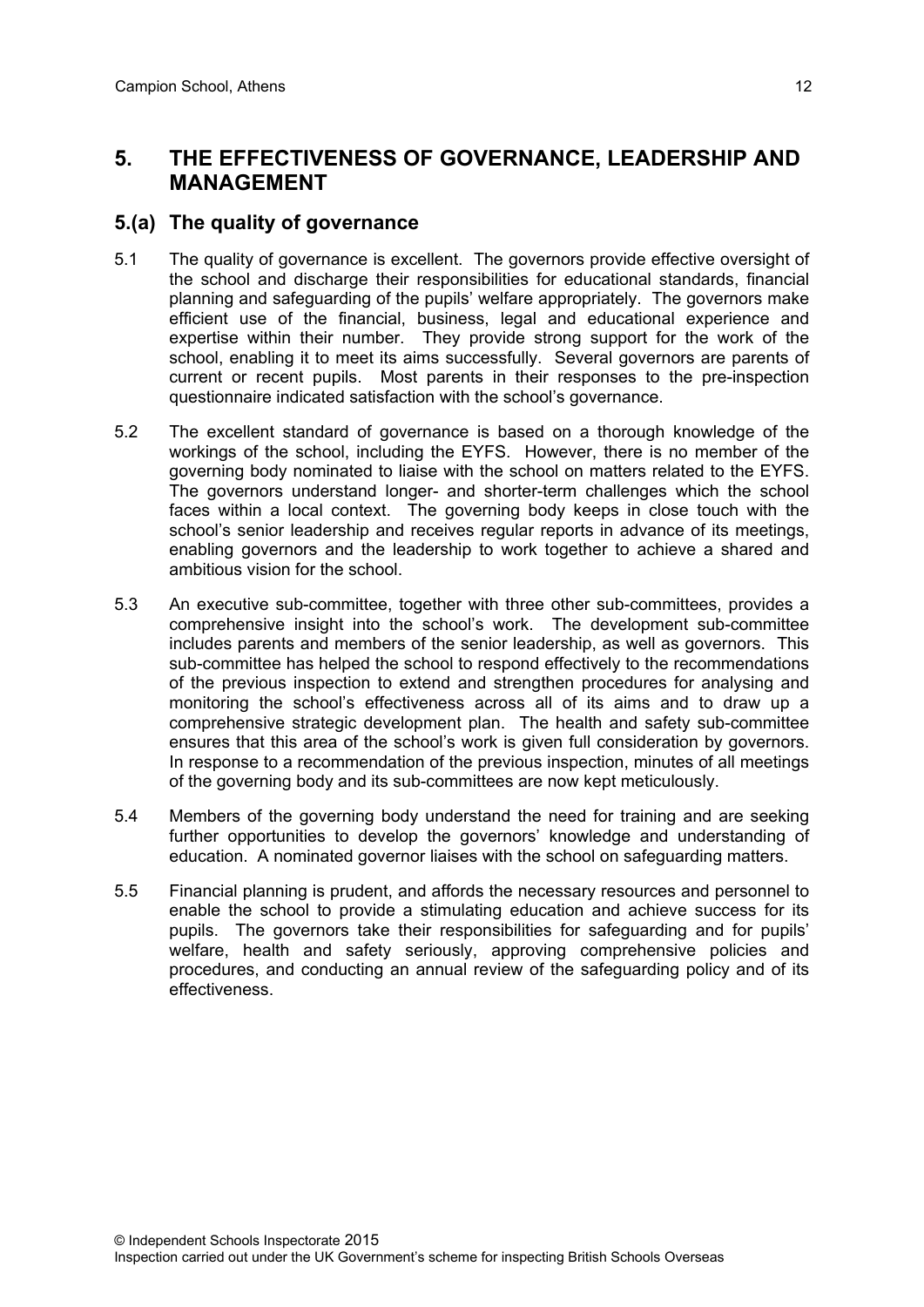## 5. THE EFFECTIVENESS OF GOVERNANCE, LEADERSHIP AND MANAGEMENT

### 5.(a) The quality of governance

5.1 The quality of governance is excellent. The governors provide effective oversight of the school and discharge their responsibilities for educational standards, financial planning and safeguarding of the pupils' welfare appropriately. The governors make efficient use of the financial, business, legal and educational experience and expertise within their number. They provide strong support for the work of the school, enabling it to meet its aims successfully. Several governors are parents of current or recent pupils. Most parents in their responses to the pre-inspection questionnaire indicated satisfaction with the school's governance.

5.2 The excellent standard of governance is based on a thorough knowledge of the workings of the school, including the EYFS. However, there is no member of the governing body nominated to liaise with the school on matters related to the EYFS. The governors understand longer- and shorter-term challenges which the school faces within a local context. The governing body keeps in close touch with the school's senior leadership and receives regular reports in advance of its meetings, enabling governors and the leadership to work together to achieve a shared and ambitious vision for the school.

5.3 An executive sub-committee, together with three other sub-committees, provides a comprehensive insight into the school's work. The development sub-committee includes parents and members of the senior leadership, as well as governors. This sub-committee has helped the school to respond effectively to the recommendations of the previous inspection to extend and strengthen procedures for analysing and monitoring the school's effectiveness across all of its aims and to draw up a comprehensive strategic development plan. The health and safety sub-committee ensures that this area of the school's work is given full consideration by governors. In response to a recommendation of the previous inspection, minutes of all meetings of the governing body and its sub-committees are now kept meticulously.

5.4 Members of the governing body understand the need for training and are seeking further opportunities to develop the governors' knowledge and understanding of education. A nominated governor liaises with the school on safeguarding matters.

5.5 Financial planning is prudent, and affords the necessary resources and personnel to enable the school to provide a stimulating education and achieve success for its pupils. The governors take their responsibilities for safeguarding and for pupils' welfare, health and safety seriously, approving comprehensive policies and procedures, and conducting an annual review of the safeguarding policy and of its effectiveness.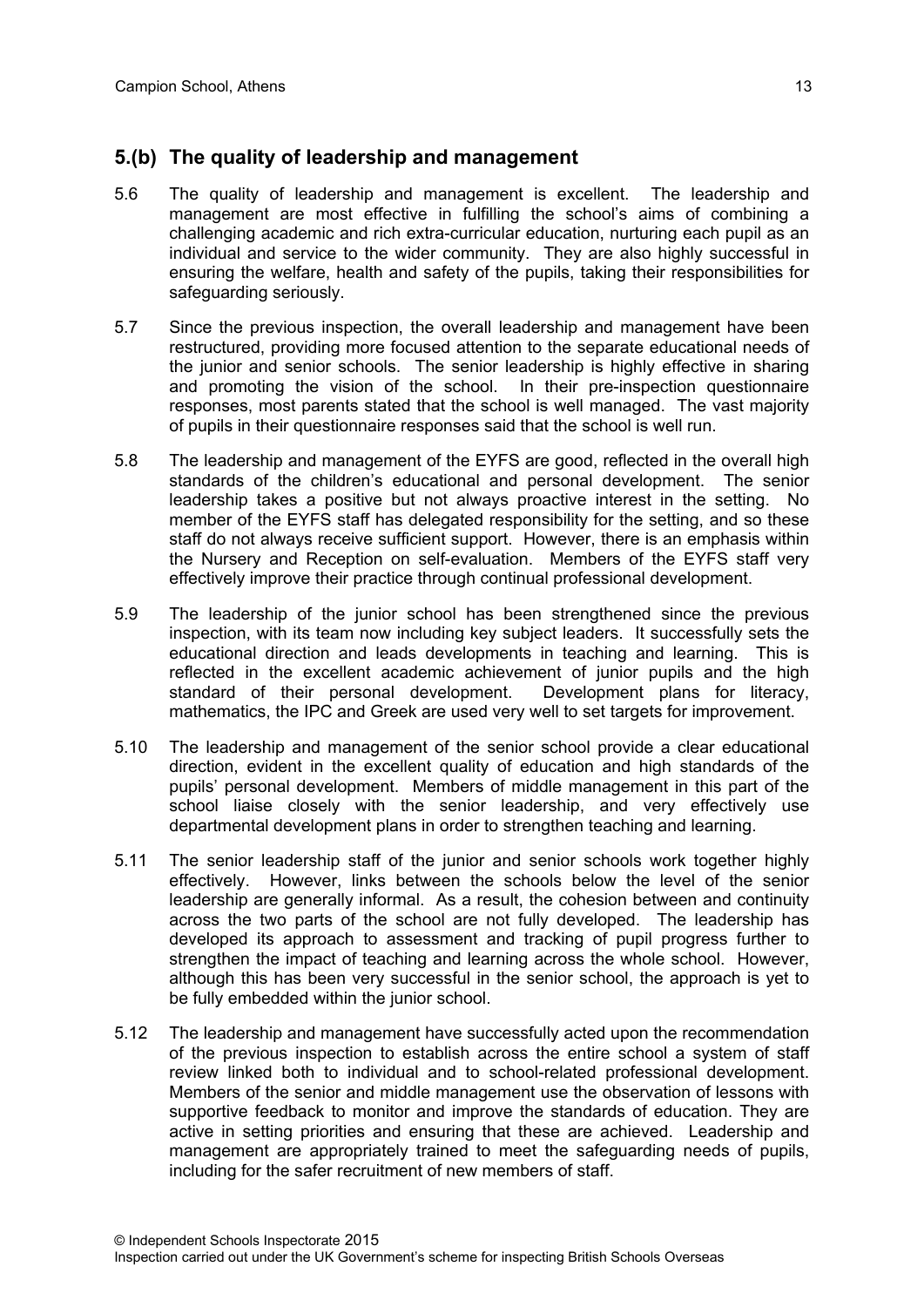## 5.(b) The quality of leadership and management

5.6 The quality of leadership and management is excellent. The leadership and management are most effective in fulfilling the school's aims of combining a challenging academic and rich extra-curricular education, nurturing each pupil as an individual and service to the wider community. They are also highly successful in ensuring the welfare, health and safety of the pupils, taking their responsibilities for safeguarding seriously.

5.7 Since the previous inspection, the overall leadership and management have been restructured, providing more focused attention to the separate educational needs of the junior and senior schools. The senior leadership is highly effective in sharing and promoting the vision of the school. In their pre-inspection questionnaire responses, most parents stated that the school is well managed. The vast majority of pupils in their questionnaire responses said that the school is well run.

5.8 The leadership and management of the EYFS are good, reflected in the overall high standards of the children's educational and personal development. The senior leadership takes a positive but not always proactive interest in the setting. No member of the EYFS staff has delegated responsibility for the setting, and so these staff do not always receive sufficient support. However, there is an emphasis within the Nursery and Reception on self-evaluation. Members of the EYFS staff very effectively improve their practice through continual professional development.

5.9 The leadership of the junior school has been strengthened since the previous inspection, with its team now including key subject leaders. It successfully sets the educational direction and leads developments in teaching and learning. This is reflected in the excellent academic achievement of junior pupils and the high standard of their personal development. Development plans for literacy, mathematics, the IPC and Greek are used very well to set targets for improvement.

5.10 The leadership and management of the senior school provide a clear educational direction, evident in the excellent quality of education and high standards of the pupils' personal development. Members of middle management in this part of the school liaise closely with the senior leadership, and very effectively use departmental development plans in order to strengthen teaching and learning.

5.11 The senior leadership staff of the junior and senior schools work together highly effectively. However, links between the schools below the level of the senior leadership are generally informal. As a result, the cohesion between and continuity across the two parts of the school are not fully developed. The leadership has developed its approach to assessment and tracking of pupil progress further to strengthen the impact of teaching and learning across the whole school. However, although this has been very successful in the senior school, the approach is yet to be fully embedded within the junior school.

5.12 The leadership and management have successfully acted upon the recommendation of the previous inspection to establish across the entire school a system of staff review linked both to individual and to school-related professional development. Members of the senior and middle management use the observation of lessons with supportive feedback to monitor and improve the standards of education. They are active in setting priorities and ensuring that these are achieved. Leadership and management are appropriately trained to meet the safeguarding needs of pupils, including for the safer recruitment of new members of staff.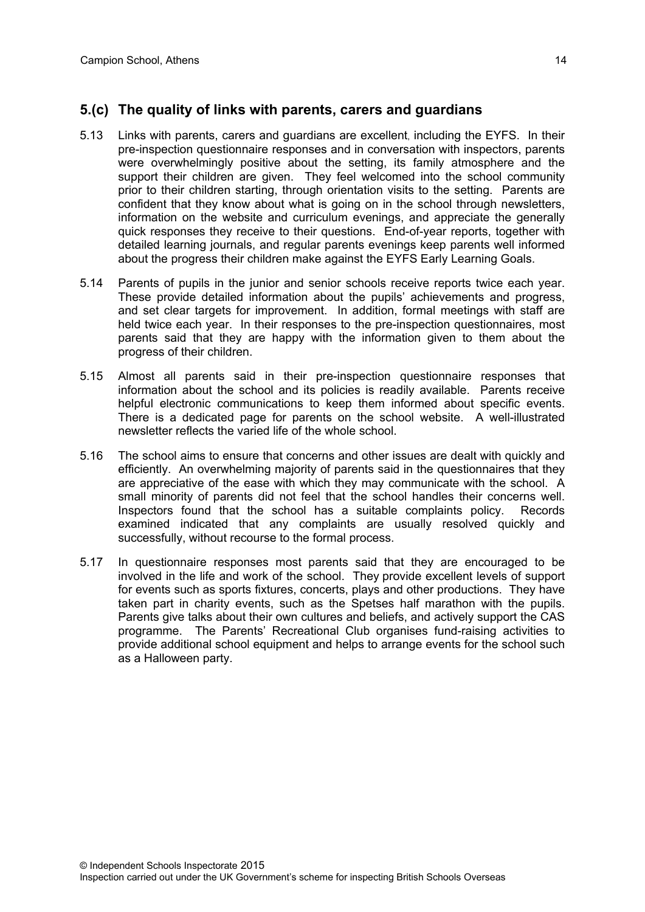## 5.(c) The quality of links with parents, carers and guardians

5.13 Links with parents, carers and guardians are excellent, including the EYFS. In their pre-inspection questionnaire responses and in conversation with inspectors, parents were overwhelmingly positive about the setting, its family atmosphere and the support their children are given. They feel welcomed into the school community prior to their children starting, through orientation visits to the setting. Parents are confident that they know about what is going on in the school through newsletters, information on the website and curriculum evenings, and appreciate the generally quick responses they receive to their questions. End-of-year reports, together with detailed learning journals, and regular parents evenings keep parents well informed about the progress their children make against the EYFS Early Learning Goals.

5.14 Parents of pupils in the junior and senior schools receive reports twice each year. These provide detailed information about the pupils' achievements and progress, and set clear targets for improvement. In addition, formal meetings with staff are held twice each year. In their responses to the pre-inspection questionnaires, most parents said that they are happy with the information given to them about the progress of their children.

5.15 Almost all parents said in their pre-inspection questionnaire responses that information about the school and its policies is readily available. Parents receive helpful electronic communications to keep them informed about specific events. There is a dedicated page for parents on the school website. A well-illustrated newsletter reflects the varied life of the whole school.

5.16 The school aims to ensure that concerns and other issues are dealt with quickly and efficiently. An overwhelming majority of parents said in the questionnaires that they are appreciative of the ease with which they may communicate with the school. A small minority of parents did not feel that the school handles their concerns well. Inspectors found that the school has a suitable complaints policy. Records examined indicated that any complaints are usually resolved quickly and successfully, without recourse to the formal process.

5.17 In questionnaire responses most parents said that they are encouraged to be involved in the life and work of the school. They provide excellent levels of support for events such as sports fixtures, concerts, plays and other productions. They have taken part in charity events, such as the Spetses half marathon with the pupils. Parents give talks about their own cultures and beliefs, and actively support the CAS programme. The Parents' Recreational Club organises fund-raising activities to provide additional school equipment and helps to arrange events for the school such as a Halloween party.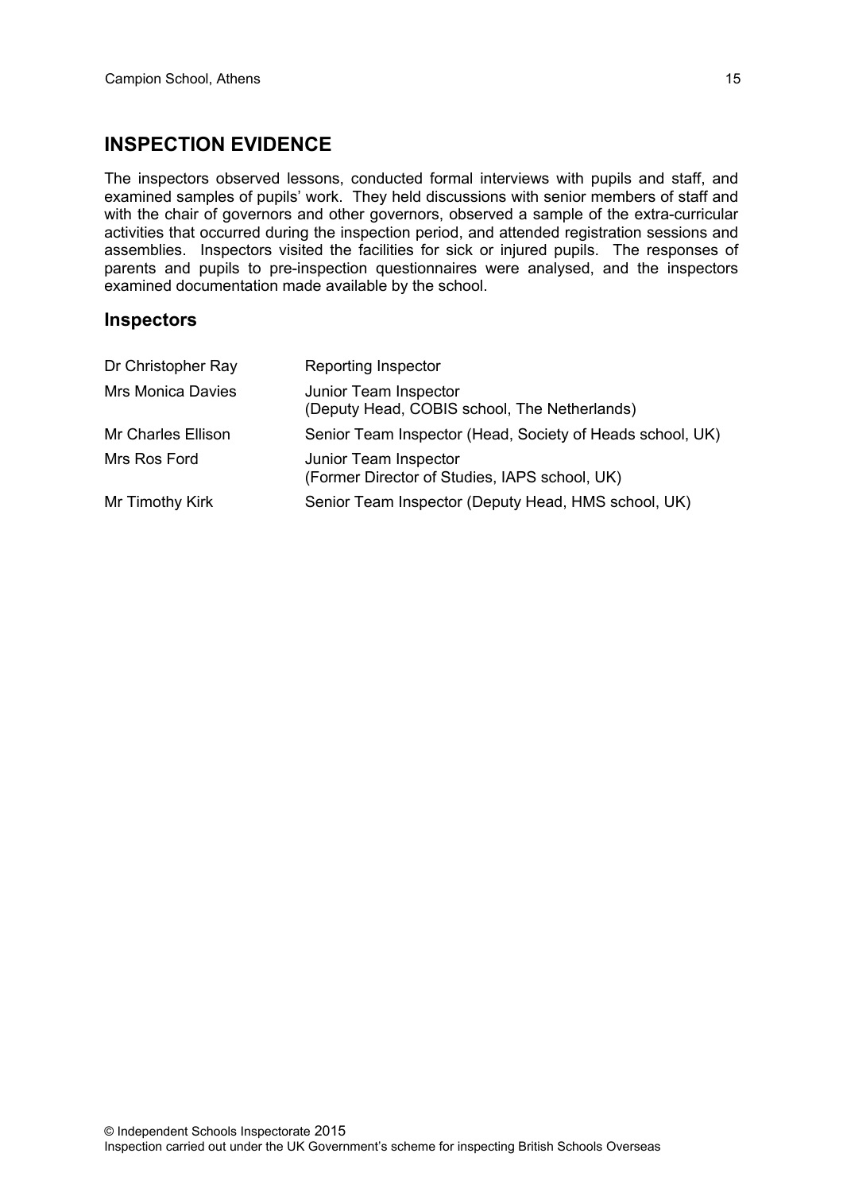## INSPECTION EVIDENCE

The inspectors observed lessons, conducted formal interviews with pupils and staff, and examined samples of pupils' work. They held discussions with senior members of staff and with the chair of governors and other governors, observed a sample of the extra-curricular activities that occurred during the inspection period, and attended registration sessions and assemblies. Inspectors visited the facilities for sick or injured pupils. The responses of parents and pupils to pre-inspection questionnaires were analysed, and the inspectors examined documentation made available by the school.

### Inspectors

| | |
|---|---|
| Dr Christopher Ray | Reporting Inspector |
| Mrs Monica Davies | Junior Team Inspector (Deputy Head, COBIS school, The Netherlands) |
| Mr Charles Ellison | Senior Team Inspector (Head, Society of Heads school, UK) |
| Mrs Ros Ford | Junior Team Inspector (Former Director of Studies, IAPS school, UK) |
| Mr Timothy Kirk | Senior Team Inspector (Deputy Head, HMS school, UK) |

© Independent Schools Inspectorate 2015
Inspection carried out under the UK Government's scheme for inspecting British Schools Overseas